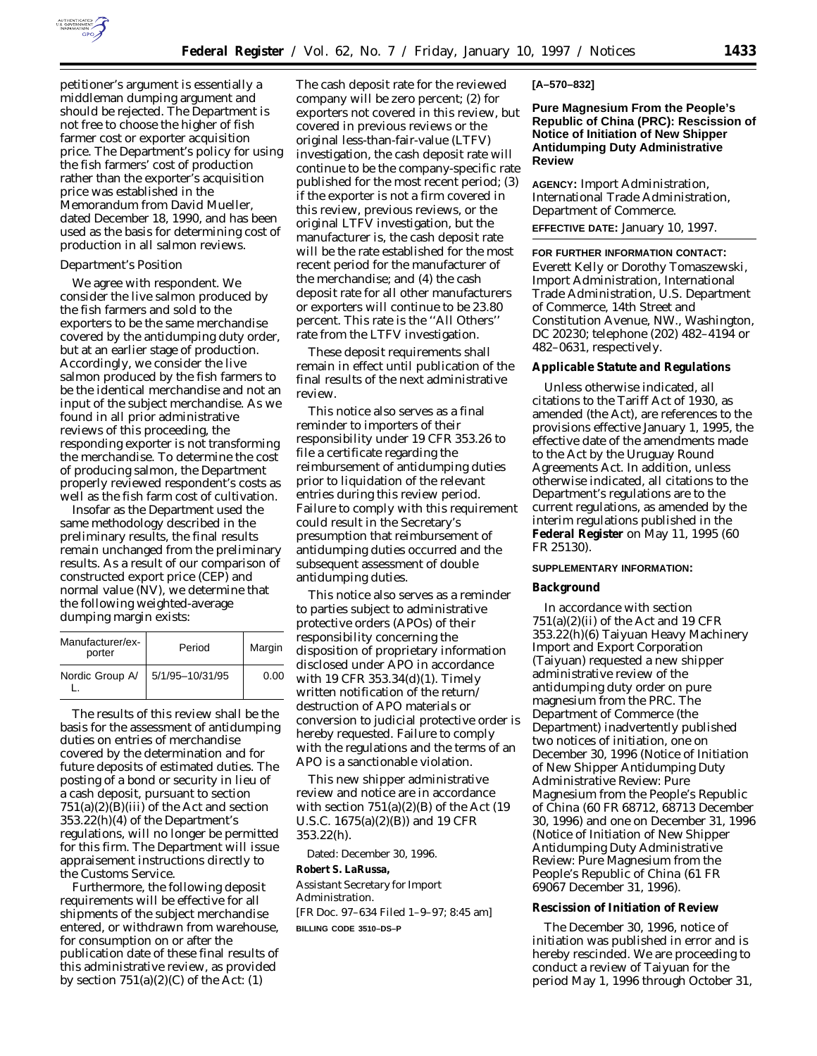petitioner's argument is essentially a middleman dumping argument and should be rejected. The Department is not free to choose the higher of fish farmer cost or exporter acquisition price. The Department's policy for using the fish farmers' cost of production rather than the exporter's acquisition price was established in the Memorandum from David Mueller, dated December 18, 1990, and has been used as the basis for determining cost of production in all salmon reviews.

*Department's Position*

We agree with respondent. We consider the live salmon produced by the fish farmers and sold to the exporters to be the same merchandise covered by the antidumping duty order, but at an earlier stage of production. Accordingly, we consider the live salmon produced by the fish farmers to be the identical merchandise and not an input of the subject merchandise. As we found in all prior administrative reviews of this proceeding, the responding exporter is not transforming the merchandise. To determine the cost of producing salmon, the Department properly reviewed respondent's costs as well as the fish farm cost of cultivation.

Insofar as the Department used the same methodology described in the preliminary results, the final results remain unchanged from the preliminary results. As a result of our comparison of constructed export price (CEP) and normal value (NV), we determine that the following weighted-average dumping margin exists:

| Manufacturer/exporter | Period | Margin |
|---|---|---|
| Nordic Group A/L. | 5/1/95–10/31/95 | 0.00 |

The results of this review shall be the basis for the assessment of antidumping duties on entries of merchandise covered by the determination and for future deposits of estimated duties. The posting of a bond or security in lieu of a cash deposit, pursuant to section 751(a)(2)(B)(iii) of the Act and section 353.22(h)(4) of the Department's regulations, will no longer be permitted for this firm. The Department will issue appraisement instructions directly to the Customs Service.

Furthermore, the following deposit requirements will be effective for all shipments of the subject merchandise entered, or withdrawn from warehouse, for consumption on or after the publication date of these final results of this administrative review, as provided by section 751(a)(2)(C) of the Act: (1) The cash deposit rate for the reviewed company will be zero percent; (2) for exporters not covered in this review, but covered in previous reviews or the original less-than-fair-value (LTFV) investigation, the cash deposit rate will continue to be the company-specific rate published for the most recent period; (3) if the exporter is not a firm covered in this review, previous reviews, or the original LTFV investigation, but the manufacturer is, the cash deposit rate will be the rate established for the most recent period for the manufacturer of the merchandise; and (4) the cash deposit rate for all other manufacturers or exporters will continue to be 23.80 percent. This rate is the ''All Others'' rate from the LTFV investigation.

These deposit requirements shall remain in effect until publication of the final results of the next administrative review.

This notice also serves as a final reminder to importers of their responsibility under 19 CFR 353.26 to file a certificate regarding the reimbursement of antidumping duties prior to liquidation of the relevant entries during this review period. Failure to comply with this requirement could result in the Secretary's presumption that reimbursement of antidumping duties occurred and the subsequent assessment of double antidumping duties.

This notice also serves as a reminder to parties subject to administrative protective orders (APOs) of their responsibility concerning the disposition of proprietary information disclosed under APO in accordance with 19 CFR 353.34(d)(1). Timely written notification of the return/destruction of APO materials or conversion to judicial protective order is hereby requested. Failure to comply with the regulations and the terms of an APO is a sanctionable violation.

This new shipper administrative review and notice are in accordance with section 751(a)(2)(B) of the Act (19 U.S.C. 1675(a)(2)(B)) and 19 CFR 353.22(h).

Dated: December 30, 1996.

**Robert S. LaRussa,**

*Assistant Secretary for Import Administration.*

[FR Doc. 97–634 Filed 1–9–97; 8:45 am]

**BILLING CODE 3510–DS–P**

**[A–570–832]**

## Pure Magnesium From the People's Republic of China (PRC): Rescission of Notice of Initiation of New Shipper Antidumping Duty Administrative Review

**AGENCY:** Import Administration, International Trade Administration, Department of Commerce.

**EFFECTIVE DATE:** January 10, 1997.

**FOR FURTHER INFORMATION CONTACT:** Everett Kelly or Dorothy Tomaszewski, Import Administration, International Trade Administration, U.S. Department of Commerce, 14th Street and Constitution Avenue, NW., Washington, DC 20230; telephone (202) 482–4194 or 482–0631, respectively.

### Applicable Statute and Regulations

Unless otherwise indicated, all citations to the Tariff Act of 1930, as amended (the Act), are references to the provisions effective January 1, 1995, the effective date of the amendments made to the Act by the Uruguay Round Agreements Act. In addition, unless otherwise indicated, all citations to the Department's regulations are to the current regulations, as amended by the interim regulations published in the **Federal Register** on May 11, 1995 (60 FR 25130).

**SUPPLEMENTARY INFORMATION:**

### Background

In accordance with section 751(a)(2)(ii) of the Act and 19 CFR 353.22(h)(6) Taiyuan Heavy Machinery Import and Export Corporation (Taiyuan) requested a new shipper administrative review of the antidumping duty order on pure magnesium from the PRC. The Department of Commerce (the Department) inadvertently published two notices of initiation, one on December 30, 1996 (Notice of Initiation of New Shipper Antidumping Duty Administrative Review: Pure Magnesium from the People's Republic of China (60 FR 68712, 68713 December 30, 1996) and one on December 31, 1996 (Notice of Initiation of New Shipper Antidumping Duty Administrative Review: Pure Magnesium from the People's Republic of China (61 FR 69067 December 31, 1996).

### Rescission of Initiation of Review

The December 30, 1996, notice of initiation was published in error and is hereby rescinded. We are proceeding to conduct a review of Taiyuan for the period May 1, 1996 through October 31,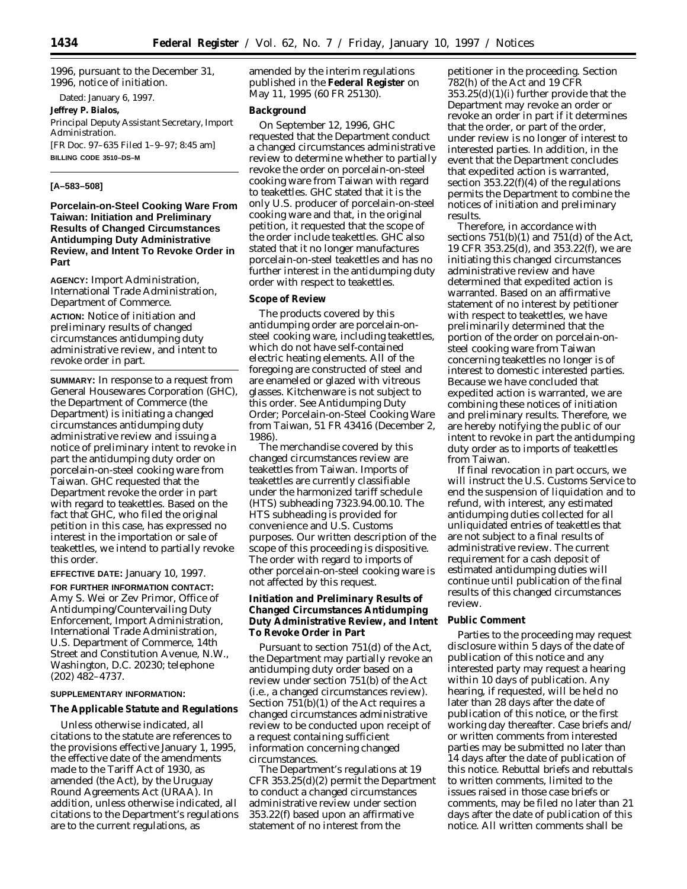1996, pursuant to the December 31, 1996, notice of initiation.

Dated: January 6, 1997.

**Jeffrey P. Bialos,**

*Principal Deputy Assistant Secretary, Import Administration.*

[FR Doc. 97–635 Filed 1–9–97; 8:45 am]

**BILLING CODE 3510–DS–M**

---

**[A–583–508]**

## Porcelain-on-Steel Cooking Ware From Taiwan: Initiation and Preliminary Results of Changed Circumstances Antidumping Duty Administrative Review, and Intent To Revoke Order in Part

**AGENCY:** Import Administration, International Trade Administration, Department of Commerce.

**ACTION:** Notice of initiation and preliminary results of changed circumstances antidumping duty administrative review, and intent to revoke order in part.

**SUMMARY:** In response to a request from General Housewares Corporation (GHC), the Department of Commerce (the Department) is initiating a changed circumstances antidumping duty administrative review and issuing a notice of preliminary intent to revoke in part the antidumping duty order on porcelain-on-steel cooking ware from Taiwan. GHC requested that the Department revoke the order in part with regard to teakettles. Based on the fact that GHC, who filed the original petition in this case, has expressed no interest in the importation or sale of teakettles, we intend to partially revoke this order.

**EFFECTIVE DATE:** January 10, 1997.

**FOR FURTHER INFORMATION CONTACT:** Amy S. Wei or Zev Primor, Office of Antidumping/Countervailing Duty Enforcement, Import Administration, International Trade Administration, U.S. Department of Commerce, 14th Street and Constitution Avenue, N.W., Washington, D.C. 20230; telephone (202) 482–4737.

**SUPPLEMENTARY INFORMATION:**

### The Applicable Statute and Regulations

Unless otherwise indicated, all citations to the statute are references to the provisions effective January 1, 1995, the effective date of the amendments made to the Tariff Act of 1930, as amended (the Act), by the Uruguay Round Agreements Act (URAA). In addition, unless otherwise indicated, all citations to the Department's regulations are to the current regulations, as amended by the interim regulations published in the **Federal Register** on May 11, 1995 (60 FR 25130).

### Background

On September 12, 1996, GHC requested that the Department conduct a changed circumstances administrative review to determine whether to partially revoke the order on porcelain-on-steel cooking ware from Taiwan with regard to teakettles. GHC stated that it is the only U.S. producer of porcelain-on-steel cooking ware and that, in the original petition, it requested that the scope of the order include teakettles. GHC also stated that it no longer manufactures porcelain-on-steel teakettles and has no further interest in the antidumping duty order with respect to teakettles.

### Scope of Review

The products covered by this antidumping order are porcelain-on-steel cooking ware, including teakettles, which do not have self-contained electric heating elements. All of the foregoing are constructed of steel and are enameled or glazed with vitreous glasses. Kitchenware is not subject to this order. See Antidumping Duty Order; Porcelain-on-Steel Cooking Ware from Taiwan, 51 FR 43416 (December 2, 1986).

The merchandise covered by this changed circumstances review are teakettles from Taiwan. Imports of teakettles are currently classifiable under the harmonized tariff schedule (HTS) subheading 7323.94.00.10. The HTS subheading is provided for convenience and U.S. Customs purposes. Our written description of the scope of this proceeding is dispositive. The order with regard to imports of other porcelain-on-steel cooking ware is not affected by this request.

### Initiation and Preliminary Results of Changed Circumstances Antidumping Duty Administrative Review, and Intent To Revoke Order in Part

Pursuant to section 751(d) of the Act, the Department may partially revoke an antidumping duty order based on a review under section 751(b) of the Act (i.e., a changed circumstances review). Section 751(b)(1) of the Act requires a changed circumstances administrative review to be conducted upon receipt of a request containing sufficient information concerning changed circumstances.

The Department's regulations at 19 CFR 353.25(d)(2) permit the Department to conduct a changed circumstances administrative review under section 353.22(f) based upon an affirmative statement of no interest from the petitioner in the proceeding. Section 782(h) of the Act and 19 CFR 353.25(d)(1)(i) further provide that the Department may revoke an order or revoke an order in part if it determines that the order, or part of the order, under review is no longer of interest to interested parties. In addition, in the event that the Department concludes that expedited action is warranted, section 353.22(f)(4) of the regulations permits the Department to combine the notices of initiation and preliminary results.

Therefore, in accordance with sections 751(b)(1) and 751(d) of the Act, 19 CFR 353.25(d), and 353.22(f), we are initiating this changed circumstances administrative review and have determined that expedited action is warranted. Based on an affirmative statement of no interest by petitioner with respect to teakettles, we have preliminarily determined that the portion of the order on porcelain-on-steel cooking ware from Taiwan concerning teakettles no longer is of interest to domestic interested parties. Because we have concluded that expedited action is warranted, we are combining these notices of initiation and preliminary results. Therefore, we are hereby notifying the public of our intent to revoke in part the antidumping duty order as to imports of teakettles from Taiwan.

If final revocation in part occurs, we will instruct the U.S. Customs Service to end the suspension of liquidation and to refund, with interest, any estimated antidumping duties collected for all unliquidated entries of teakettles that are not subject to a final results of administrative review. The current requirement for a cash deposit of estimated antidumping duties will continue until publication of the final results of this changed circumstances review.

### Public Comment

Parties to the proceeding may request disclosure within 5 days of the date of publication of this notice and any interested party may request a hearing within 10 days of publication. Any hearing, if requested, will be held no later than 28 days after the date of publication of this notice, or the first working day thereafter. Case briefs and/or written comments from interested parties may be submitted no later than 14 days after the date of publication of this notice. Rebuttal briefs and rebuttals to written comments, limited to the issues raised in those case briefs or comments, may be filed no later than 21 days after the date of publication of this notice. All written comments shall be